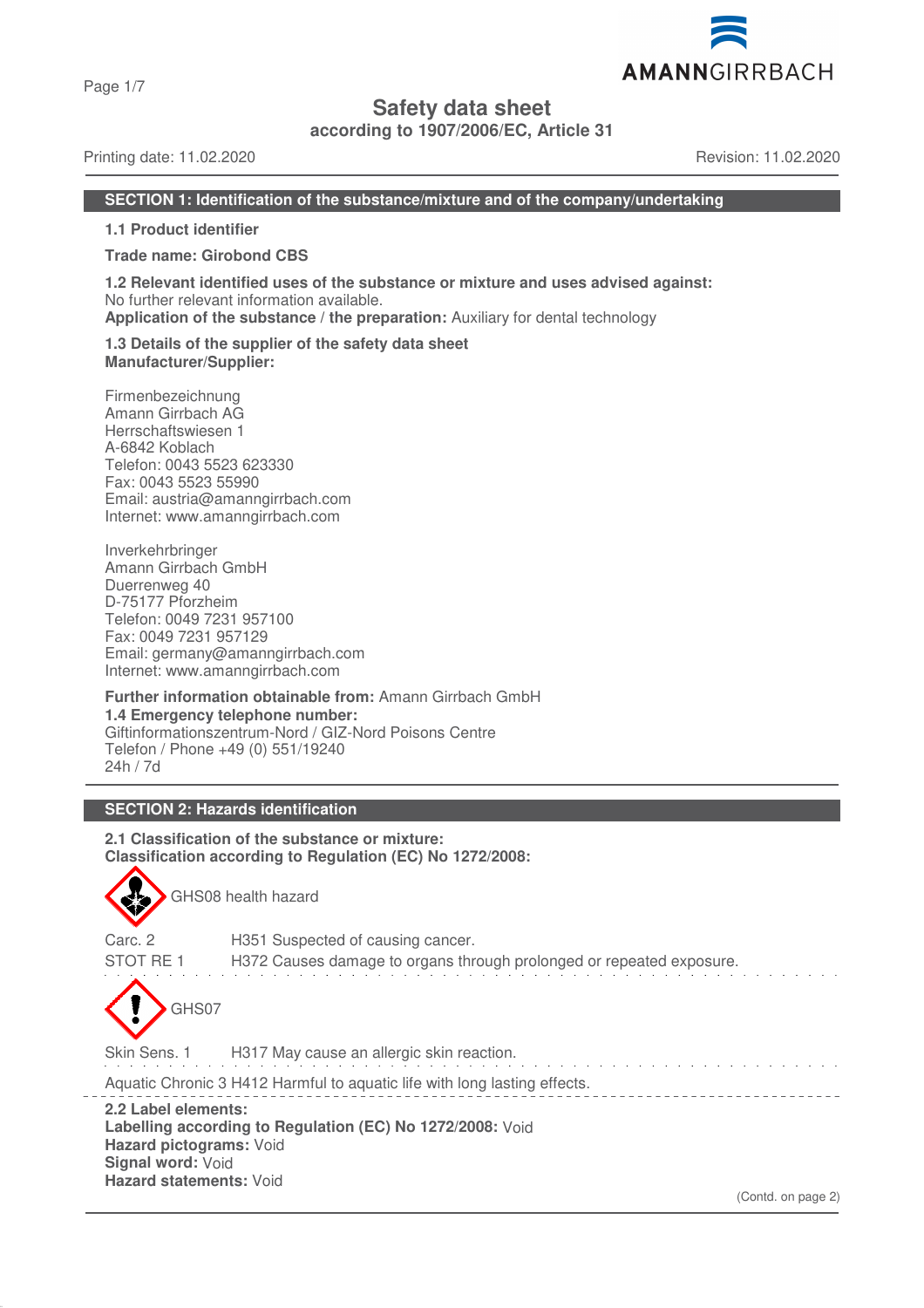# Safety data sheet

**according to 1907/2006/EC, Article 31**

Printing date: 11.02.2020 Revision: 11.02.2020

## SECTION 1: Identification of the substance/mixture and of the company/undertaking

**1.1 Product identifier**

**Trade name: Girobond CBS**

**1.2 Relevant identified uses of the substance or mixture and uses advised against:**
No further relevant information available.
**Application of the substance / the preparation:** Auxiliary for dental technology

**1.3 Details of the supplier of the safety data sheet**
**Manufacturer/Supplier:**

Firmenbezeichnung
Amann Girrbach AG
Herrschaftswiesen 1
A-6842 Koblach
Telefon: 0043 5523 623330
Fax: 0043 5523 55990
Email: austria@amanngirrbach.com
Internet: www.amanngirrbach.com

Inverkehrbringer
Amann Girrbach GmbH
Duerrenweg 40
D-75177 Pforzheim
Telefon: 0049 7231 957100
Fax: 0049 7231 957129
Email: germany@amanngirrbach.com
Internet: www.amanngirrbach.com

**Further information obtainable from:** Amann Girrbach GmbH
**1.4 Emergency telephone number:**
Giftinformationszentrum-Nord / GIZ-Nord Poisons Centre
Telefon / Phone +49 (0) 551/19240
24h / 7d

## SECTION 2: Hazards identification

**2.1 Classification of the substance or mixture:**
**Classification according to Regulation (EC) No 1272/2008:**

GHS08 health hazard

Carc. 2 H351 Suspected of causing cancer.

STOT RE 1 H372 Causes damage to organs through prolonged or repeated exposure.

GHS07

Skin Sens. 1 H317 May cause an allergic skin reaction.

Aquatic Chronic 3 H412 Harmful to aquatic life with long lasting effects.

**2.2 Label elements:**
**Labelling according to Regulation (EC) No 1272/2008:** Void
**Hazard pictograms:** Void
**Signal word:** Void
**Hazard statements:** Void

(Contd. on page 2)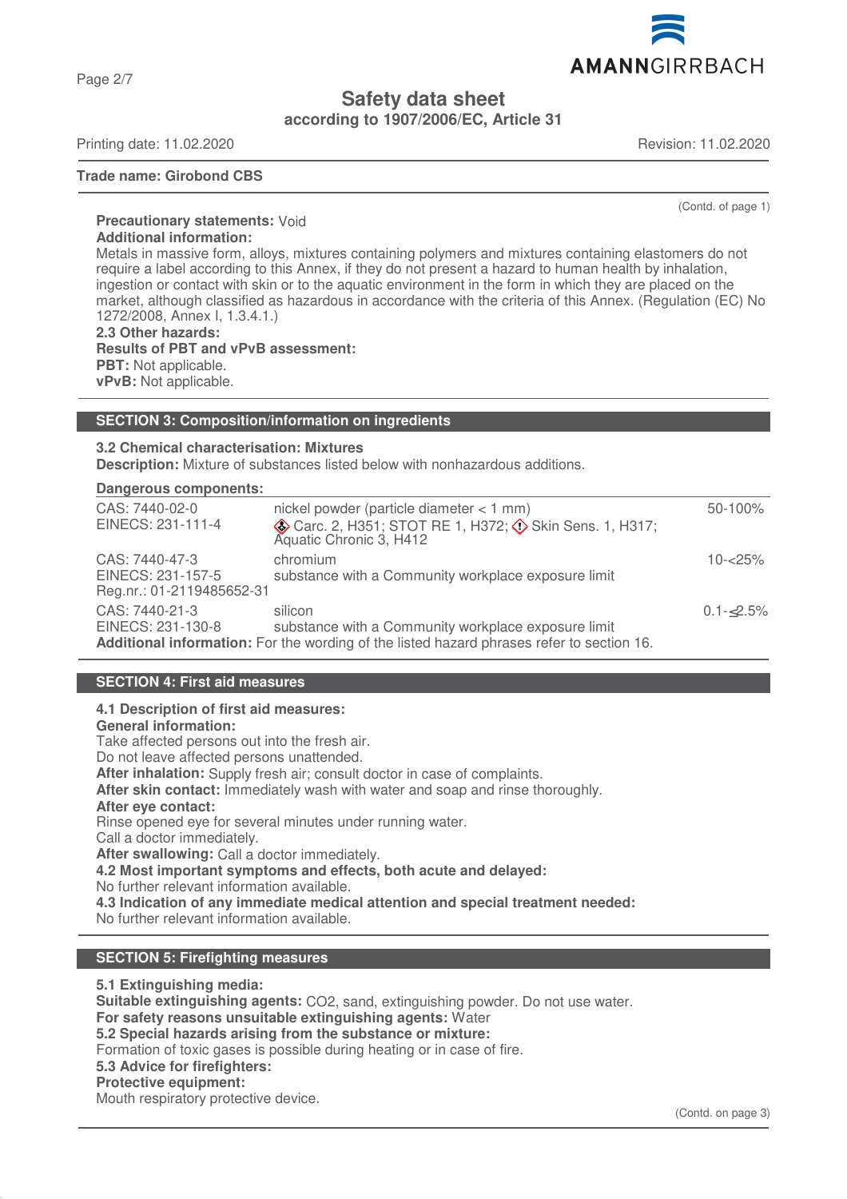**Trade name: Girobond CBS**

(Contd. of page 1)

**Precautionary statements:** Void

**Additional information:**

Metals in massive form, alloys, mixtures containing polymers and mixtures containing elastomers do not require a label according to this Annex, if they do not present a hazard to human health by inhalation, ingestion or contact with skin or to the aquatic environment in the form in which they are placed on the market, although classified as hazardous in accordance with the criteria of this Annex. (Regulation (EC) No 1272/2008, Annex I, 1.3.4.1.)

**2.3 Other hazards:**

**Results of PBT and vPvB assessment:**

**PBT:** Not applicable.

**vPvB:** Not applicable.

## SECTION 3: Composition/information on ingredients

**3.2 Chemical characterisation: Mixtures**

**Description:** Mixture of substances listed below with nonhazardous additions.

**Dangerous components:**

| | | |
|---|---|---|
| CAS: 7440-02-0<br>EINECS: 231-111-4 | nickel powder (particle diameter < 1 mm)<br>Carc. 2, H351; STOT RE 1, H372; Skin Sens. 1, H317; Aquatic Chronic 3, H412 | 50-100% |
| CAS: 7440-47-3<br>EINECS: 231-157-5<br>Reg.nr.: 01-2119485652-31 | chromium<br>substance with a Community workplace exposure limit | 10-<25% |
| CAS: 7440-21-3<br>EINECS: 231-130-8 | silicon<br>substance with a Community workplace exposure limit | 0.1-≤2.5% |

**Additional information:** For the wording of the listed hazard phrases refer to section 16.

## SECTION 4: First aid measures

**4.1 Description of first aid measures:**

**General information:**

Take affected persons out into the fresh air.

Do not leave affected persons unattended.

**After inhalation:** Supply fresh air; consult doctor in case of complaints.

**After skin contact:** Immediately wash with water and soap and rinse thoroughly.

**After eye contact:**

Rinse opened eye for several minutes under running water.

Call a doctor immediately.

**After swallowing:** Call a doctor immediately.

**4.2 Most important symptoms and effects, both acute and delayed:**

No further relevant information available.

**4.3 Indication of any immediate medical attention and special treatment needed:**

No further relevant information available.

## SECTION 5: Firefighting measures

**5.1 Extinguishing media:**

**Suitable extinguishing agents:** $CO_2$, sand, extinguishing powder. Do not use water.

**For safety reasons unsuitable extinguishing agents:** Water

**5.2 Special hazards arising from the substance or mixture:**

Formation of toxic gases is possible during heating or in case of fire.

**5.3 Advice for firefighters:**

**Protective equipment:**

Mouth respiratory protective device.

(Contd. on page 3)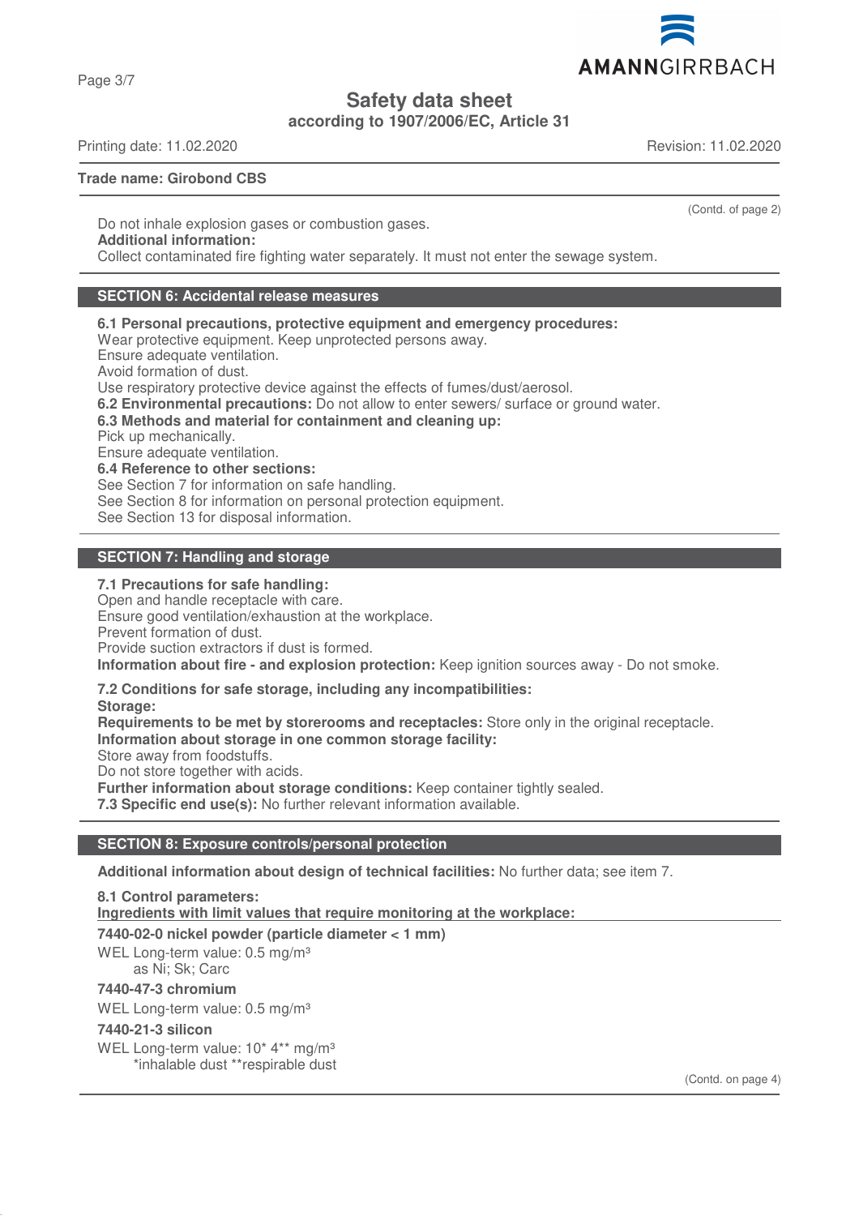(Contd. of page 2)

Do not inhale explosion gases or combustion gases.
**Additional information:**
Collect contaminated fire fighting water separately. It must not enter the sewage system.

## SECTION 6: Accidental release measures

**6.1 Personal precautions, protective equipment and emergency procedures:**
Wear protective equipment. Keep unprotected persons away.
Ensure adequate ventilation.
Avoid formation of dust.
Use respiratory protective device against the effects of fumes/dust/aerosol.
**6.2 Environmental precautions:** Do not allow to enter sewers/ surface or ground water.
**6.3 Methods and material for containment and cleaning up:**
Pick up mechanically.
Ensure adequate ventilation.
**6.4 Reference to other sections:**
See Section 7 for information on safe handling.
See Section 8 for information on personal protection equipment.
See Section 13 for disposal information.

## SECTION 7: Handling and storage

**7.1 Precautions for safe handling:**
Open and handle receptacle with care.
Ensure good ventilation/exhaustion at the workplace.
Prevent formation of dust.
Provide suction extractors if dust is formed.
**Information about fire - and explosion protection:** Keep ignition sources away - Do not smoke.

**7.2 Conditions for safe storage, including any incompatibilities:**
**Storage:**
**Requirements to be met by storerooms and receptacles:** Store only in the original receptacle.
**Information about storage in one common storage facility:**
Store away from foodstuffs.
Do not store together with acids.
**Further information about storage conditions:** Keep container tightly sealed.
**7.3 Specific end use(s):** No further relevant information available.

## SECTION 8: Exposure controls/personal protection

**Additional information about design of technical facilities:** No further data; see item 7.

**8.1 Control parameters:**
**Ingredients with limit values that require monitoring at the workplace:**

**7440-02-0 nickel powder (particle diameter < 1 mm)**
WEL Long-term value: 0.5 mg/m³
as Ni; Sk; Carc

**7440-47-3 chromium**
WEL Long-term value: 0.5 mg/m³

**7440-21-3 silicon**
WEL Long-term value: 10* 4** mg/m³
*inhalable dust **respirable dust

(Contd. on page 4)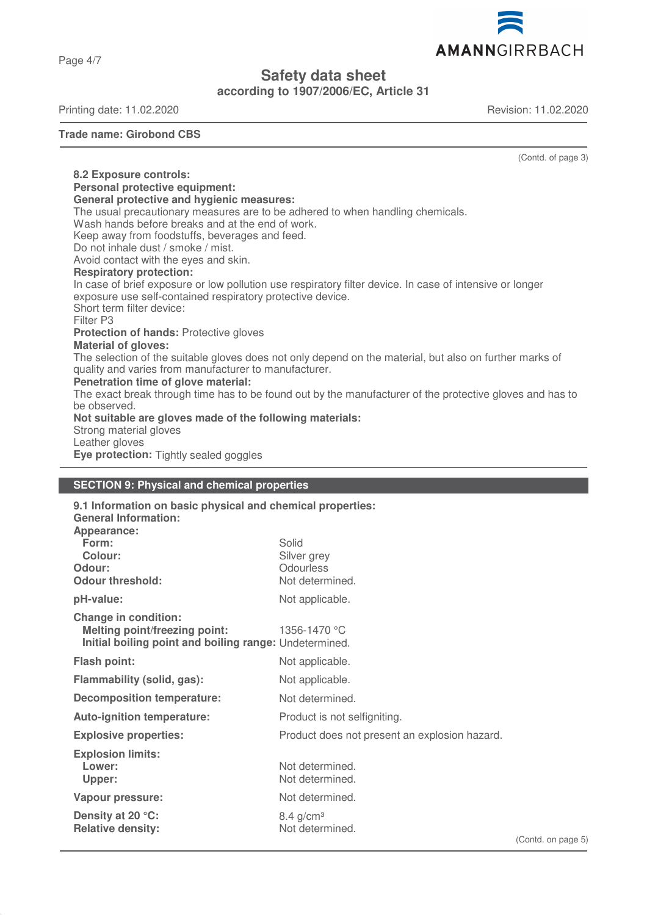**Trade name: Girobond CBS**

(Contd. of page 3)

**8.2 Exposure controls:**

**Personal protective equipment:**

**General protective and hygienic measures:**

The usual precautionary measures are to be adhered to when handling chemicals.
Wash hands before breaks and at the end of work.
Keep away from foodstuffs, beverages and feed.
Do not inhale dust / smoke / mist.
Avoid contact with the eyes and skin.

**Respiratory protection:**

In case of brief exposure or low pollution use respiratory filter device. In case of intensive or longer exposure use self-contained respiratory protective device.
Short term filter device:
Filter P3

**Protection of hands:** Protective gloves

**Material of gloves:**

The selection of the suitable gloves does not only depend on the material, but also on further marks of quality and varies from manufacturer to manufacturer.

**Penetration time of glove material:**

The exact break through time has to be found out by the manufacturer of the protective gloves and has to be observed.

**Not suitable are gloves made of the following materials:**

Strong material gloves
Leather gloves

**Eye protection:** Tightly sealed goggles

## SECTION 9: Physical and chemical properties

**9.1 Information on basic physical and chemical properties:**

**General Information:**

| | |
|---|---|
| **Appearance:** | |
| **Form:** | Solid |
| **Colour:** | Silver grey |
| **Odour:** | Odourless |
| **Odour threshold:** | Not determined. |
| **pH-value:** | Not applicable. |
| **Change in condition:** | |
| **Melting point/freezing point:** | 1356-1470 °C |
| **Initial boiling point and boiling range:** | Undetermined. |
| **Flash point:** | Not applicable. |
| **Flammability (solid, gas):** | Not applicable. |
| **Decomposition temperature:** | Not determined. |
| **Auto-ignition temperature:** | Product is not selfigniting. |
| **Explosive properties:** | Product does not present an explosion hazard. |
| **Explosion limits:** | |
| **Lower:** | Not determined. |
| **Upper:** | Not determined. |
| **Vapour pressure:** | Not determined. |
| **Density at 20 °C:** | 8.4 g/cm³ |
| **Relative density:** | Not determined. |

(Contd. on page 5)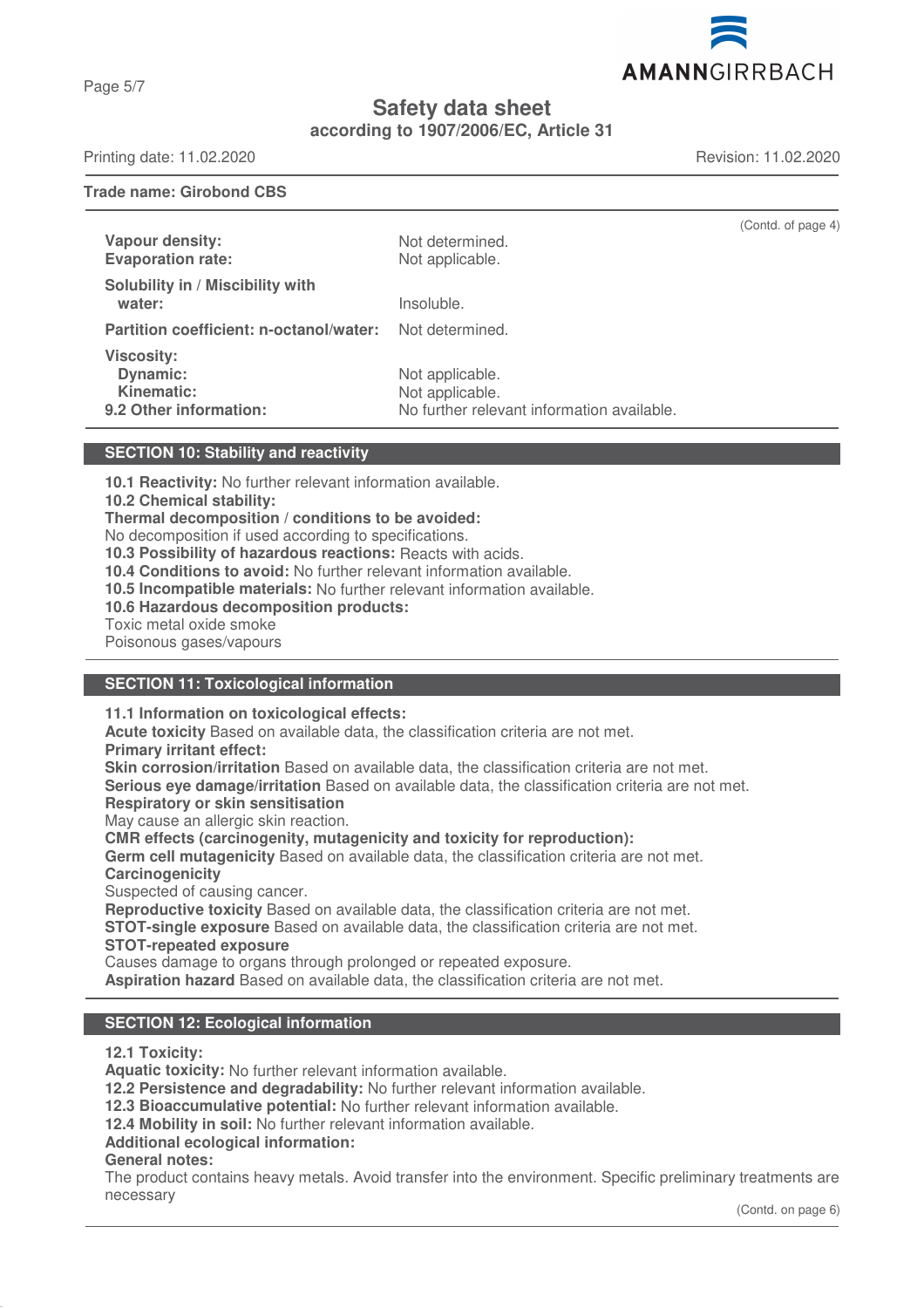(Contd. of page 4)

| | |
|---|---|
| **Vapour density:** | Not determined. |
| **Evaporation rate:** | Not applicable. |
| **Solubility in / Miscibility with water:** | Insoluble. |
| **Partition coefficient: n-octanol/water:** | Not determined. |
| **Viscosity:** | |
| **Dynamic:** | Not applicable. |
| **Kinematic:** | Not applicable. |
| **9.2 Other information:** | No further relevant information available. |

## SECTION 10: Stability and reactivity

**10.1 Reactivity:** No further relevant information available.
**10.2 Chemical stability:**
**Thermal decomposition / conditions to be avoided:**
No decomposition if used according to specifications.
**10.3 Possibility of hazardous reactions:** Reacts with acids.
**10.4 Conditions to avoid:** No further relevant information available.
**10.5 Incompatible materials:** No further relevant information available.
**10.6 Hazardous decomposition products:**
Toxic metal oxide smoke
Poisonous gases/vapours

## SECTION 11: Toxicological information

**11.1 Information on toxicological effects:**
**Acute toxicity** Based on available data, the classification criteria are not met.
**Primary irritant effect:**
**Skin corrosion/irritation** Based on available data, the classification criteria are not met.
**Serious eye damage/irritation** Based on available data, the classification criteria are not met.
**Respiratory or skin sensitisation**
May cause an allergic skin reaction.
**CMR effects (carcinogenity, mutagenicity and toxicity for reproduction):**
**Germ cell mutagenicity** Based on available data, the classification criteria are not met.
**Carcinogenicity**
Suspected of causing cancer.
**Reproductive toxicity** Based on available data, the classification criteria are not met.
**STOT-single exposure** Based on available data, the classification criteria are not met.
**STOT-repeated exposure**
Causes damage to organs through prolonged or repeated exposure.
**Aspiration hazard** Based on available data, the classification criteria are not met.

## SECTION 12: Ecological information

**12.1 Toxicity:**
**Aquatic toxicity:** No further relevant information available.
**12.2 Persistence and degradability:** No further relevant information available.
**12.3 Bioaccumulative potential:** No further relevant information available.
**12.4 Mobility in soil:** No further relevant information available.
**Additional ecological information:**
**General notes:**
The product contains heavy metals. Avoid transfer into the environment. Specific preliminary treatments are necessary

(Contd. on page 6)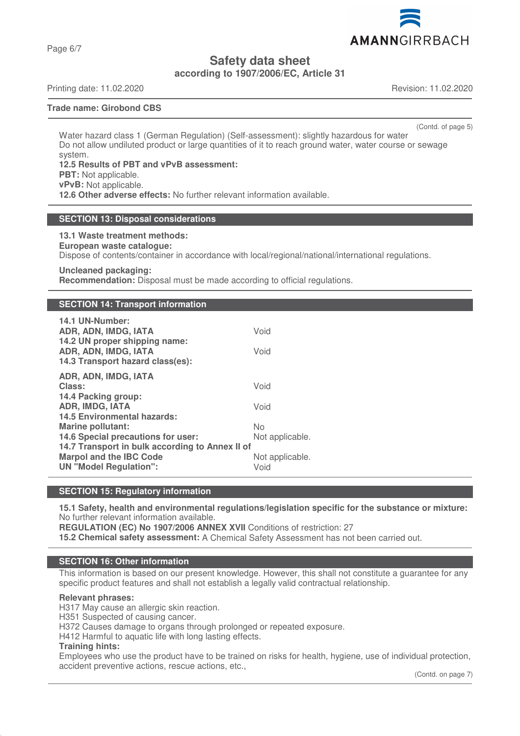**Safety data sheet**
**according to 1907/2006/EC, Article 31**

Printing date: 11.02.2020 Revision: 11.02.2020

**Trade name: Girobond CBS**

(Contd. of page 5)

Water hazard class 1 (German Regulation) (Self-assessment): slightly hazardous for water
Do not allow undiluted product or large quantities of it to reach ground water, water course or sewage system.

**12.5 Results of PBT and vPvB assessment:**
**PBT:** Not applicable.
**vPvB:** Not applicable.
**12.6 Other adverse effects:** No further relevant information available.

## SECTION 13: Disposal considerations

**13.1 Waste treatment methods:**
**European waste catalogue:**
Dispose of contents/container in accordance with local/regional/national/international regulations.

**Uncleaned packaging:**
**Recommendation:** Disposal must be made according to official regulations.

## SECTION 14: Transport information

| | |
|---|---|
| **14.1 UN-Number:** | |
| **ADR, ADN, IMDG, IATA** | Void |
| **14.2 UN proper shipping name:** | |
| **ADR, ADN, IMDG, IATA** | Void |
| **14.3 Transport hazard class(es):** | |
| **ADR, ADN, IMDG, IATA** | |
| **Class:** | Void |
| **14.4 Packing group:** | |
| **ADR, IMDG, IATA** | Void |
| **14.5 Environmental hazards:** | |
| **Marine pollutant:** | No |
| **14.6 Special precautions for user:** | Not applicable. |
| **14.7 Transport in bulk according to Annex II of Marpol and the IBC Code** | Not applicable. |
| **UN "Model Regulation":** | Void |

## SECTION 15: Regulatory information

**15.1 Safety, health and environmental regulations/legislation specific for the substance or mixture:**
No further relevant information available.
**REGULATION (EC) No 1907/2006 ANNEX XVII** Conditions of restriction: 27
**15.2 Chemical safety assessment:** A Chemical Safety Assessment has not been carried out.

## SECTION 16: Other information

This information is based on our present knowledge. However, this shall not constitute a guarantee for any specific product features and shall not establish a legally valid contractual relationship.

**Relevant phrases:**
H317 May cause an allergic skin reaction.
H351 Suspected of causing cancer.
H372 Causes damage to organs through prolonged or repeated exposure.
H412 Harmful to aquatic life with long lasting effects.
**Training hints:**
Employees who use the product have to be trained on risks for health, hygiene, use of individual protection, accident preventive actions, rescue actions, etc.,

(Contd. on page 7)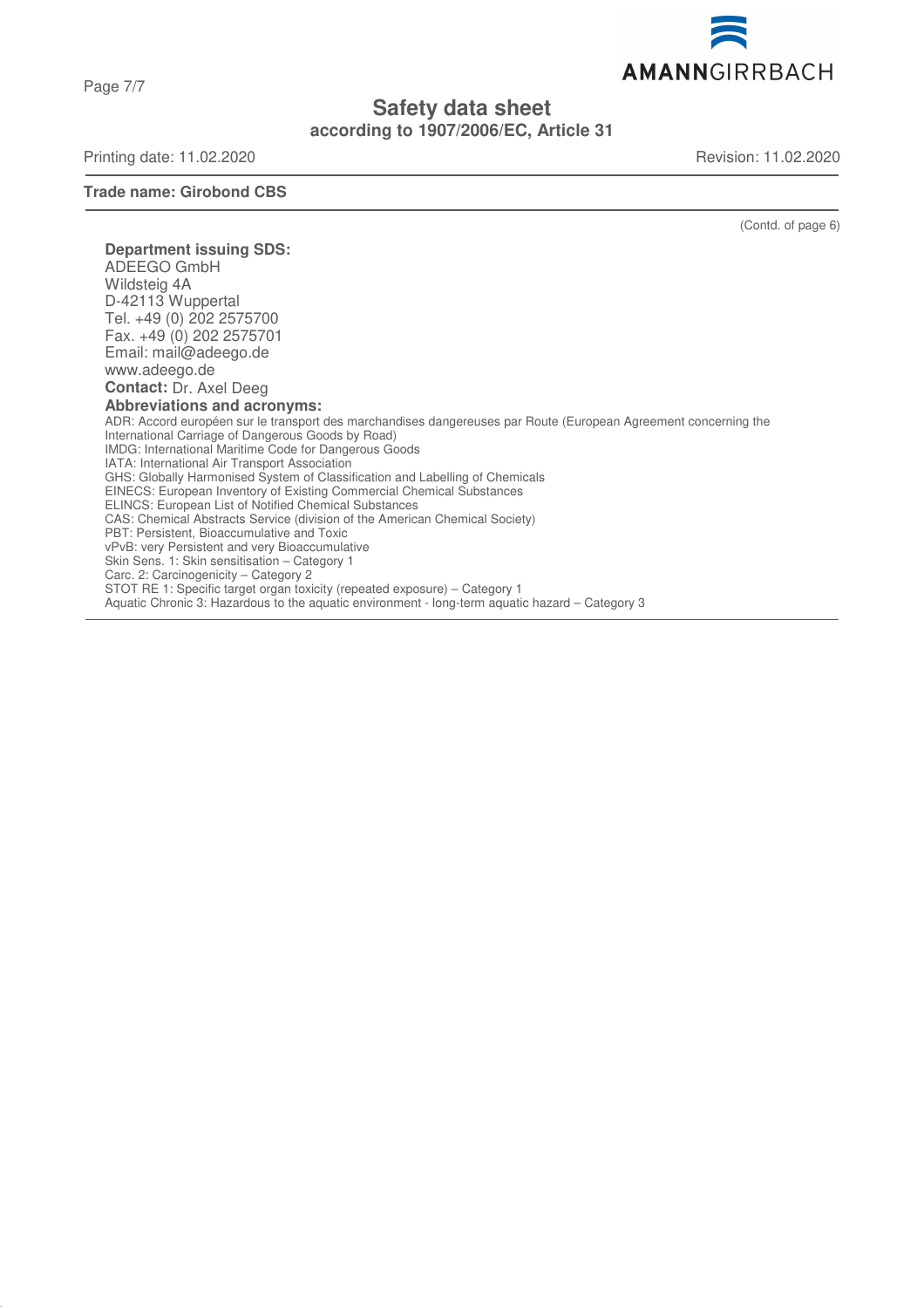(Contd. of page 6)

**Department issuing SDS:**
ADEEGO GmbH
Wildsteig 4A
D-42113 Wuppertal
Tel. +49 (0) 202 2575700
Fax. +49 (0) 202 2575701
Email: mail@adeego.de
www.adeego.de

**Contact:** Dr. Axel Deeg

**Abbreviations and acronyms:**
ADR: Accord européen sur le transport des marchandises dangereuses par Route (European Agreement concerning the International Carriage of Dangerous Goods by Road)
IMDG: International Maritime Code for Dangerous Goods
IATA: International Air Transport Association
GHS: Globally Harmonised System of Classification and Labelling of Chemicals
EINECS: European Inventory of Existing Commercial Chemical Substances
ELINCS: European List of Notified Chemical Substances
CAS: Chemical Abstracts Service (division of the American Chemical Society)
PBT: Persistent, Bioaccumulative and Toxic
vPvB: very Persistent and very Bioaccumulative
Skin Sens. 1: Skin sensitisation – Category 1
Carc. 2: Carcinogenicity – Category 2
STOT RE 1: Specific target organ toxicity (repeated exposure) – Category 1
Aquatic Chronic 3: Hazardous to the aquatic environment - long-term aquatic hazard – Category 3